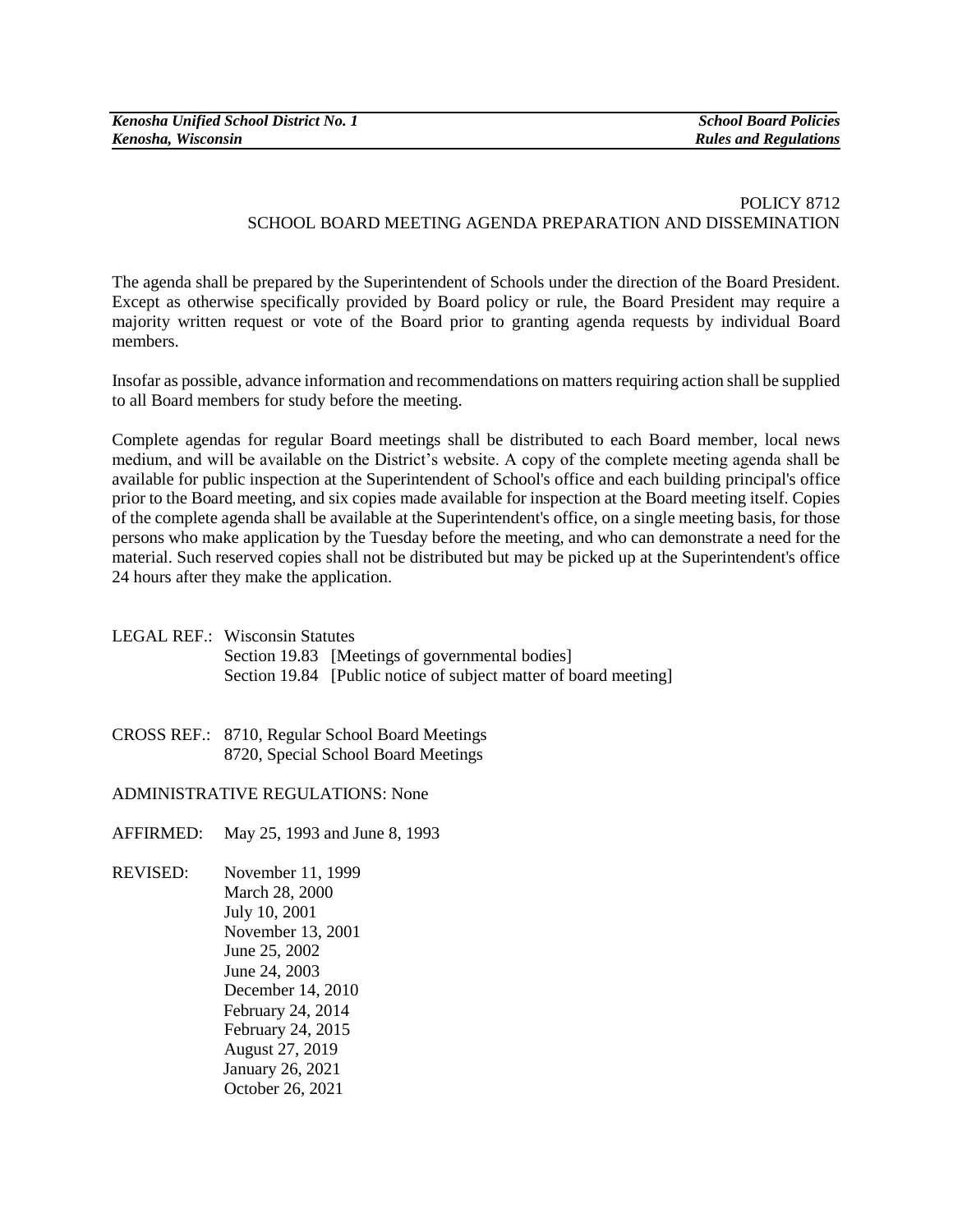# POLICY 8712
## SCHOOL BOARD MEETING AGENDA PREPARATION AND DISSEMINATION

The agenda shall be prepared by the Superintendent of Schools under the direction of the Board President. Except as otherwise specifically provided by Board policy or rule, the Board President may require a majority written request or vote of the Board prior to granting agenda requests by individual Board members.

Insofar as possible, advance information and recommendations on matters requiring action shall be supplied to all Board members for study before the meeting.

Complete agendas for regular Board meetings shall be distributed to each Board member, local news medium, and will be available on the District's website. A copy of the complete meeting agenda shall be available for public inspection at the Superintendent of School's office and each building principal's office prior to the Board meeting, and six copies made available for inspection at the Board meeting itself. Copies of the complete agenda shall be available at the Superintendent's office, on a single meeting basis, for those persons who make application by the Tuesday before the meeting, and who can demonstrate a need for the material. Such reserved copies shall not be distributed but may be picked up at the Superintendent's office 24 hours after they make the application.

LEGAL REF.: Wisconsin Statutes
Section 19.83 [Meetings of governmental bodies]
Section 19.84 [Public notice of subject matter of board meeting]

CROSS REF.: 8710, Regular School Board Meetings
8720, Special School Board Meetings

ADMINISTRATIVE REGULATIONS: None

AFFIRMED: May 25, 1993 and June 8, 1993

REVISED: November 11, 1999
March 28, 2000
July 10, 2001
November 13, 2001
June 25, 2002
June 24, 2003
December 14, 2010
February 24, 2014
February 24, 2015
August 27, 2019
January 26, 2021
October 26, 2021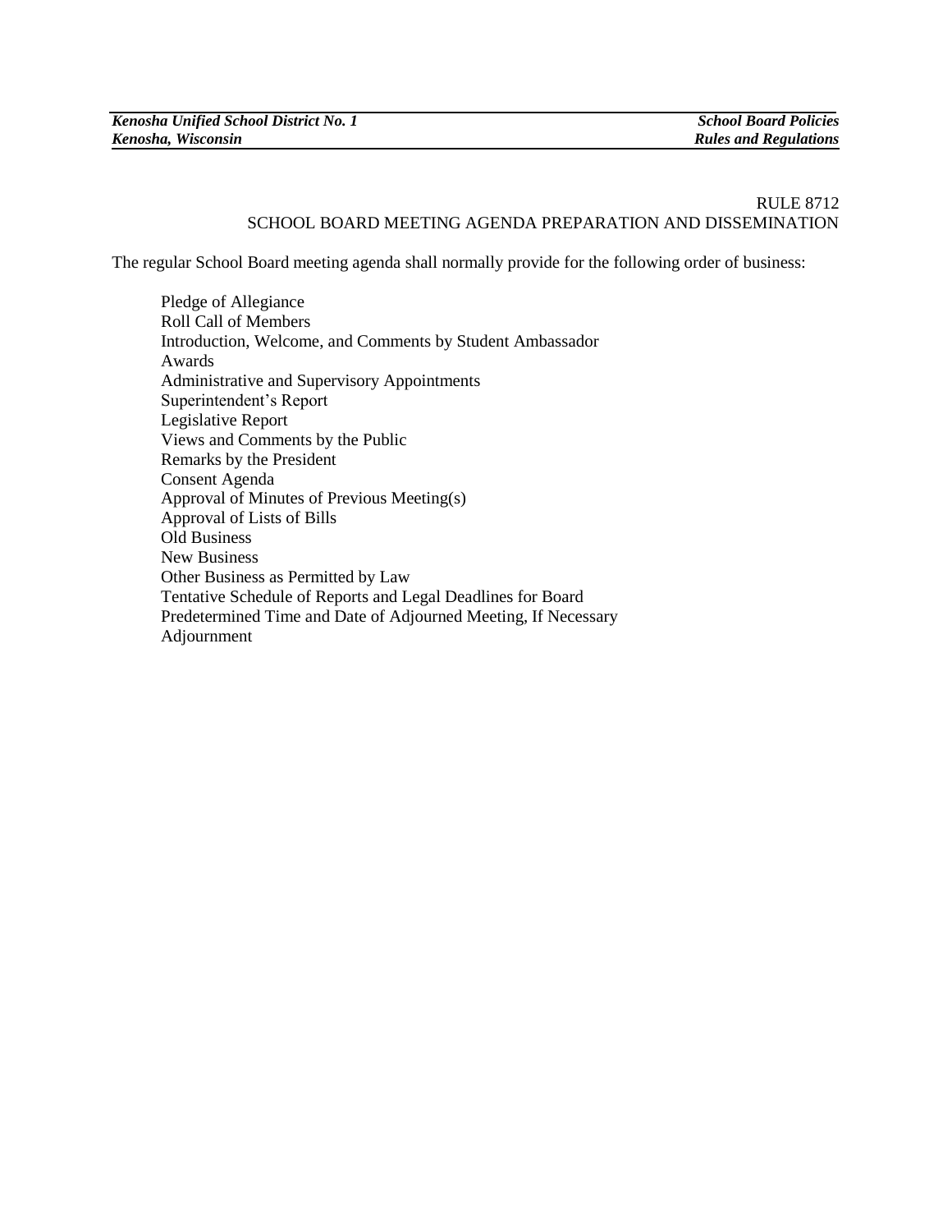RULE 8712
SCHOOL BOARD MEETING AGENDA PREPARATION AND DISSEMINATION

The regular School Board meeting agenda shall normally provide for the following order of business:

Pledge of Allegiance
Roll Call of Members
Introduction, Welcome, and Comments by Student Ambassador
Awards
Administrative and Supervisory Appointments
Superintendent's Report
Legislative Report
Views and Comments by the Public
Remarks by the President
Consent Agenda
Approval of Minutes of Previous Meeting(s)
Approval of Lists of Bills
Old Business
New Business
Other Business as Permitted by Law
Tentative Schedule of Reports and Legal Deadlines for Board
Predetermined Time and Date of Adjourned Meeting, If Necessary
Adjournment